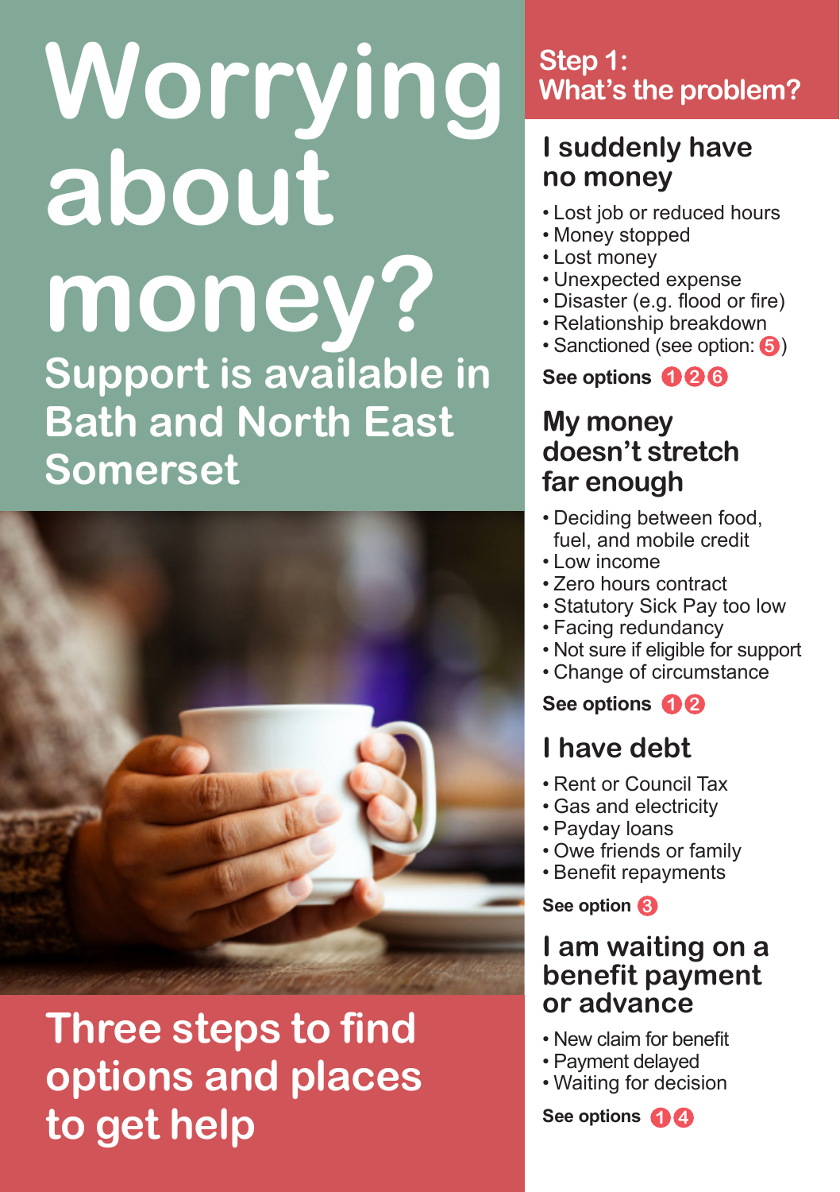# Worrying about money?

## Support is available in Bath and North East Somerset

## Three steps to find options and places to get help

## Step 1: What's the problem?

### I suddenly have no money

- Lost job or reduced hours
- Money stopped
- Lost money
- Unexpected expense
- Disaster (e.g. flood or fire)
- Relationship breakdown
- Sanctioned (see option: 5)

**See options 1 2 6**

### My money doesn't stretch far enough

- Deciding between food, fuel, and mobile credit
- Low income
- Zero hours contract
- Statutory Sick Pay too low
- Facing redundancy
- Not sure if eligible for support
- Change of circumstance

**See options 1 2**

### I have debt

- Rent or Council Tax
- Gas and electricity
- Payday loans
- Owe friends or family
- Benefit repayments

**See option 3**

### I am waiting on a benefit payment or advance

- New claim for benefit
- Payment delayed
- Waiting for decision

**See options 1 4**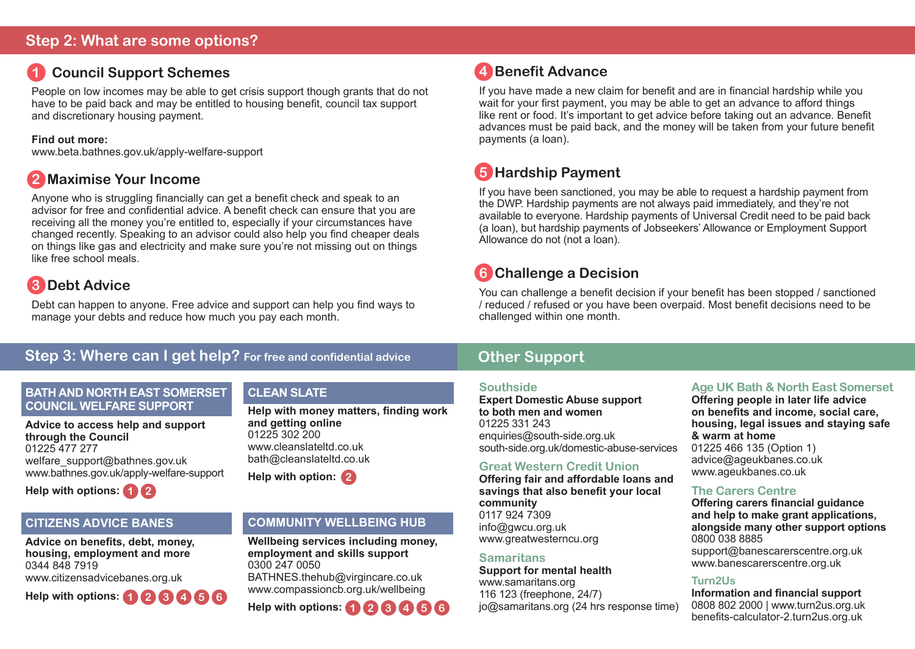## Step 2: What are some options?

### 1 Council Support Schemes

People on low incomes may be able to get crisis support though grants that do not have to be paid back and may be entitled to housing benefit, council tax support and discretionary housing payment.

**Find out more:**
www.beta.bathnes.gov.uk/apply-welfare-support

### 2 Maximise Your Income

Anyone who is struggling financially can get a benefit check and speak to an advisor for free and confidential advice. A benefit check can ensure that you are receiving all the money you're entitled to, especially if your circumstances have changed recently. Speaking to an advisor could also help you find cheaper deals on things like gas and electricity and make sure you're not missing out on things like free school meals.

### 3 Debt Advice

Debt can happen to anyone. Free advice and support can help you find ways to manage your debts and reduce how much you pay each month.

### 4 Benefit Advance

If you have made a new claim for benefit and are in financial hardship while you wait for your first payment, you may be able to get an advance to afford things like rent or food. It's important to get advice before taking out an advance. Benefit advances must be paid back, and the money will be taken from your future benefit payments (a loan).

### 5 Hardship Payment

If you have been sanctioned, you may be able to request a hardship payment from the DWP. Hardship payments are not always paid immediately, and they're not available to everyone. Hardship payments of Universal Credit need to be paid back (a loan), but hardship payments of Jobseekers' Allowance or Employment Support Allowance do not (not a loan).

### 6 Challenge a Decision

You can challenge a benefit decision if your benefit has been stopped / sanctioned / reduced / refused or you have been overpaid. Most benefit decisions need to be challenged within one month.

## Step 3: Where can I get help? For free and confidential advice

### BATH AND NORTH EAST SOMERSET COUNCIL WELFARE SUPPORT

**Advice to access help and support through the Council**
01225 477 277
welfare_support@bathnes.gov.uk
www.bathnes.gov.uk/apply-welfare-support

**Help with options:** 1 2

### CITIZENS ADVICE BANES

**Advice on benefits, debt, money, housing, employment and more**
0344 848 7919
www.citizensadvicebanes.org.uk

**Help with options:** 1 2 3 4 5 6

### CLEAN SLATE

**Help with money matters, finding work and getting online**
01225 302 200
www.cleanslateltd.co.uk
bath@cleanslateltd.co.uk

**Help with option:** 2

### COMMUNITY WELLBEING HUB

**Wellbeing services including money, employment and skills support**
0300 247 0050
BATHNES.thehub@virgincare.co.uk
www.compassioncb.org.uk/wellbeing

**Help with options:** 1 2 3 4 5 6

## Other Support

### Southside

**Expert Domestic Abuse support to both men and women**
01225 331 243
enquiries@south-side.org.uk
south-side.org.uk/domestic-abuse-services

### Great Western Credit Union

**Offering fair and affordable loans and savings that also benefit your local community**
0117 924 7309
info@gwcu.org.uk
www.greatwesterncu.org

### Samaritans

**Support for mental health**
www.samaritans.org
116 123 (freephone, 24/7)
jo@samaritans.org (24 hrs response time)

### Age UK Bath & North East Somerset

**Offering people in later life advice on benefits and income, social care, housing, legal issues and staying safe & warm at home**
01225 466 135 (Option 1)
advice@ageukbanes.co.uk
www.ageukbanes.co.uk

### The Carers Centre

**Offering carers financial guidance and help to make grant applications, alongside many other support options**
0800 038 8885
support@banescarerscentre.org.uk
www.banescarerscentre.org.uk

### Turn2Us

**Information and financial support**
0808 802 2000 | www.turn2us.org.uk
benefits-calculator-2.turn2us.org.uk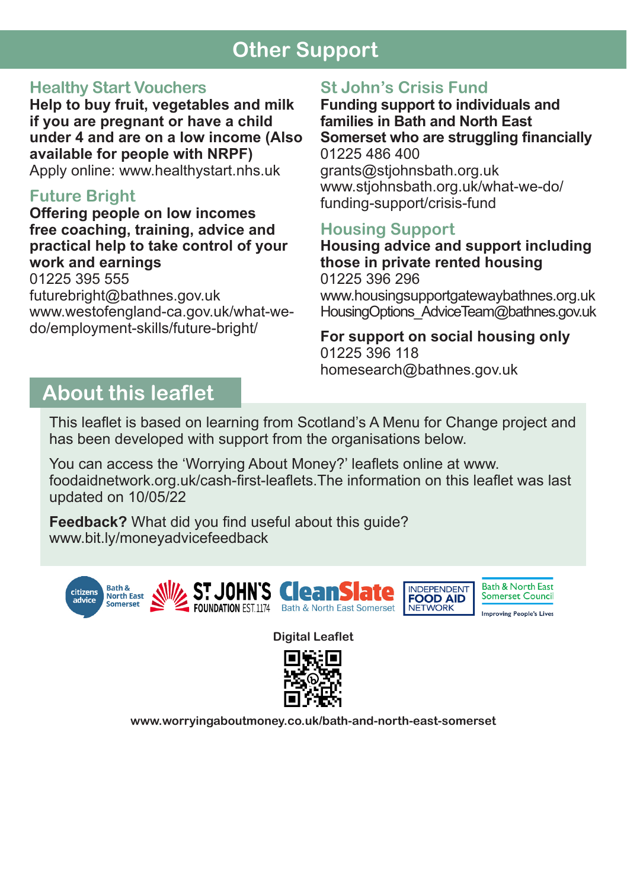## Other Support

### Healthy Start Vouchers

**Help to buy fruit, vegetables and milk if you are pregnant or have a child under 4 and are on a low income (Also available for people with NRPF)**

Apply online: www.healthystart.nhs.uk

### Future Bright

**Offering people on low incomes free coaching, training, advice and practical help to take control of your work and earnings**

01225 395 555
futurebright@bathnes.gov.uk
www.westofengland-ca.gov.uk/what-we-do/employment-skills/future-bright/

### St John's Crisis Fund

**Funding support to individuals and families in Bath and North East Somerset who are struggling financially**

01225 486 400
grants@stjohnsbath.org.uk
www.stjohnsbath.org.uk/what-we-do/funding-support/crisis-fund

### Housing Support

**Housing advice and support including those in private rented housing**

01225 396 296
www.housingsupportgatewaybathnes.org.uk
HousingOptions_AdviceTeam@bathnes.gov.uk

**For support on social housing only**

01225 396 118
homesearch@bathnes.gov.uk

## About this leaflet

This leaflet is based on learning from Scotland's A Menu for Change project and has been developed with support from the organisations below.

You can access the 'Worrying About Money?' leaflets online at www.foodaidnetwork.org.uk/cash-first-leaflets.The information on this leaflet was last updated on 10/05/22

**Feedback?** What did you find useful about this guide?
www.bit.ly/moneyadvicefeedback

citizens advice Bath & North East Somerset | ST JOHN'S FOUNDATION EST.1174 | CleanSlate Bath & North East Somerset | INDEPENDENT FOOD AID NETWORK | Bath & North East Somerset Council Improving People's Lives

**Digital Leaflet**

**www.worryingaboutmoney.co.uk/bath-and-north-east-somerset**